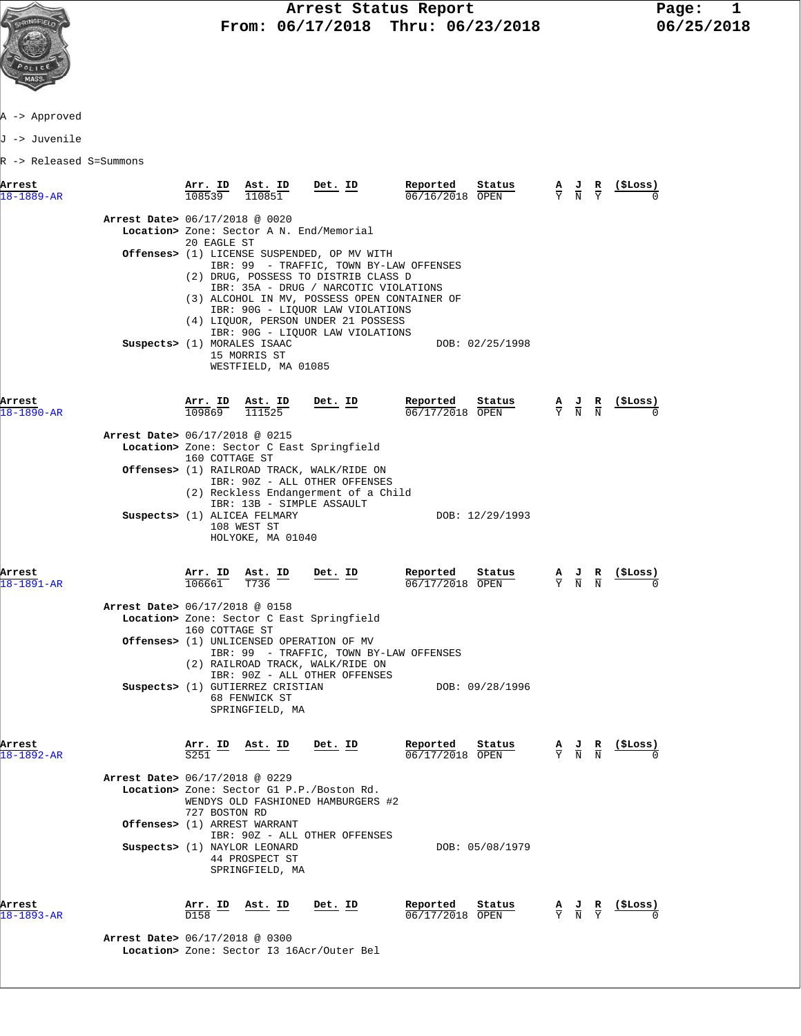# Arrest Status Report

From: 06/17/2018 Thru: 06/23/2018

06/25/2018

A -> Approved

J -> Juvenile

R -> Released S=Summons

| Arrest | Arr. ID | Ast. ID | Det. ID | Reported | Status | A | J | R | ($Loss) |
|---|---|---|---|---|---|---|---|---|---|
| 18-1889-AR | 108539 | 110851 | | 06/16/2018 | OPEN | Y | N | Y | 0 |

**Arrest Date>** 06/17/2018 @ 0020
**Location>** Zone: Sector A N. End/Memorial
20 EAGLE ST
**Offenses>** (1) LICENSE SUSPENDED, OP MV WITH
IBR: 99 - TRAFFIC, TOWN BY-LAW OFFENSES
(2) DRUG, POSSESS TO DISTRIB CLASS D
IBR: 35A - DRUG / NARCOTIC VIOLATIONS
(3) ALCOHOL IN MV, POSSESS OPEN CONTAINER OF
IBR: 90G - LIQUOR LAW VIOLATIONS
(4) LIQUOR, PERSON UNDER 21 POSSESS
IBR: 90G - LIQUOR LAW VIOLATIONS
**Suspects>** (1) MORALES ISAAC DOB: 02/25/1998
15 MORRIS ST
WESTFIELD, MA 01085

| Arrest | Arr. ID | Ast. ID | Det. ID | Reported | Status | A | J | R | ($Loss) |
|---|---|---|---|---|---|---|---|---|---|
| 18-1890-AR | 109869 | 111525 | | 06/17/2018 | OPEN | Y | N | N | 0 |

**Arrest Date>** 06/17/2018 @ 0215
**Location>** Zone: Sector C East Springfield
160 COTTAGE ST
**Offenses>** (1) RAILROAD TRACK, WALK/RIDE ON
IBR: 90Z - ALL OTHER OFFENSES
(2) Reckless Endangerment of a Child
IBR: 13B - SIMPLE ASSAULT
**Suspects>** (1) ALICEA FELMARY DOB: 12/29/1993
108 WEST ST
HOLYOKE, MA 01040

| Arrest | Arr. ID | Ast. ID | Det. ID | Reported | Status | A | J | R | ($Loss) |
|---|---|---|---|---|---|---|---|---|---|
| 18-1891-AR | 106661 | T736 | | 06/17/2018 | OPEN | Y | N | N | 0 |

**Arrest Date>** 06/17/2018 @ 0158
**Location>** Zone: Sector C East Springfield
160 COTTAGE ST
**Offenses>** (1) UNLICENSED OPERATION OF MV
IBR: 99 - TRAFFIC, TOWN BY-LAW OFFENSES
(2) RAILROAD TRACK, WALK/RIDE ON
IBR: 90Z - ALL OTHER OFFENSES
**Suspects>** (1) GUTIERREZ CRISTIAN DOB: 09/28/1996
68 FENWICK ST
SPRINGFIELD, MA

| Arrest | Arr. ID | Ast. ID | Det. ID | Reported | Status | A | J | R | ($Loss) |
|---|---|---|---|---|---|---|---|---|---|
| 18-1892-AR | S251 | | | 06/17/2018 | OPEN | Y | N | N | 0 |

**Arrest Date>** 06/17/2018 @ 0229
**Location>** Zone: Sector G1 P.P./Boston Rd.
WENDYS OLD FASHIONED HAMBURGERS #2
727 BOSTON RD
**Offenses>** (1) ARREST WARRANT
IBR: 90Z - ALL OTHER OFFENSES
**Suspects>** (1) NAYLOR LEONARD DOB: 05/08/1979
44 PROSPECT ST
SPRINGFIELD, MA

| Arrest | Arr. ID | Ast. ID | Det. ID | Reported | Status | A | J | R | ($Loss) |
|---|---|---|---|---|---|---|---|---|---|
| 18-1893-AR | D158 | | | 06/17/2018 | OPEN | Y | N | Y | 0 |

**Arrest Date>** 06/17/2018 @ 0300
**Location>** Zone: Sector I3 16Acr/Outer Bel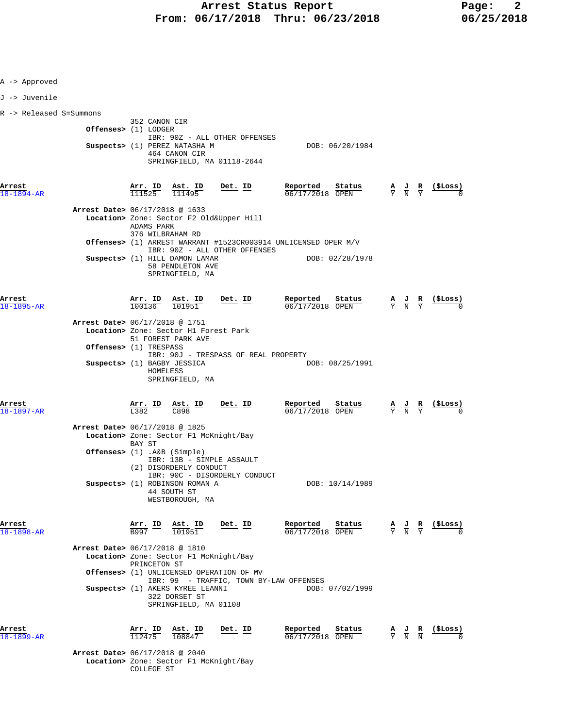A -> Approved

J -> Juvenile

R -> Released S=Summons

352 CANON CIR

**Offenses>** (1) LODGER
IBR: 90Z - ALL OTHER OFFENSES

**Suspects>** (1) PEREZ NATASHA M — DOB: 06/20/1984
464 CANON CIR
SPRINGFIELD, MA 01118-2644

| Arrest | Arr. ID | Ast. ID | Det. ID | Reported | Status | A | J | R | ($Loss) |
|---|---|---|---|---|---|---|---|---|---|
| 18-1894-AR | 111525 | 111495 | | 06/17/2018 | OPEN | Y | N | Y | 0 |

**Arrest Date>** 06/17/2018 @ 1633

**Location>** Zone: Sector F2 Old&Upper Hill
ADAMS PARK
376 WILBRAHAM RD

**Offenses>** (1) ARREST WARRANT #1523CR003914 UNLICENSED OPER M/V
IBR: 90Z - ALL OTHER OFFENSES

**Suspects>** (1) HILL DAMON LAMAR — DOB: 02/28/1978
58 PENDLETON AVE
SPRINGFIELD, MA

| Arrest | Arr. ID | Ast. ID | Det. ID | Reported | Status | A | J | R | ($Loss) |
|---|---|---|---|---|---|---|---|---|---|
| 18-1895-AR | 100136 | 101951 | | 06/17/2018 | OPEN | Y | N | Y | 0 |

**Arrest Date>** 06/17/2018 @ 1751

**Location>** Zone: Sector H1 Forest Park
51 FOREST PARK AVE

**Offenses>** (1) TRESPASS
IBR: 90J - TRESPASS OF REAL PROPERTY

**Suspects>** (1) BAGBY JESSICA — DOB: 08/25/1991
HOMELESS
SPRINGFIELD, MA

| Arrest | Arr. ID | Ast. ID | Det. ID | Reported | Status | A | J | R | ($Loss) |
|---|---|---|---|---|---|---|---|---|---|
| 18-1897-AR | L382 | C898 | | 06/17/2018 | OPEN | Y | N | Y | 0 |

**Arrest Date>** 06/17/2018 @ 1825

**Location>** Zone: Sector F1 McKnight/Bay
BAY ST

**Offenses>** (1) .A&B (Simple)
IBR: 13B - SIMPLE ASSAULT
(2) DISORDERLY CONDUCT
IBR: 90C - DISORDERLY CONDUCT

**Suspects>** (1) ROBINSON ROMAN A — DOB: 10/14/1989
44 SOUTH ST
WESTBOROUGH, MA

| Arrest | Arr. ID | Ast. ID | Det. ID | Reported | Status | A | J | R | ($Loss) |
|---|---|---|---|---|---|---|---|---|---|
| 18-1898-AR | B997 | 101951 | | 06/17/2018 | OPEN | Y | N | Y | 0 |

**Arrest Date>** 06/17/2018 @ 1810

**Location>** Zone: Sector F1 McKnight/Bay
PRINCETON ST

**Offenses>** (1) UNLICENSED OPERATION OF MV
IBR: 99 - TRAFFIC, TOWN BY-LAW OFFENSES

**Suspects>** (1) AKERS KYREE LEANNI — DOB: 07/02/1999
322 DORSET ST
SPRINGFIELD, MA 01108

| Arrest | Arr. ID | Ast. ID | Det. ID | Reported | Status | A | J | R | ($Loss) |
|---|---|---|---|---|---|---|---|---|---|
| 18-1899-AR | 112475 | 108847 | | 06/17/2018 | OPEN | Y | N | N | 0 |

**Arrest Date>** 06/17/2018 @ 2040

**Location>** Zone: Sector F1 McKnight/Bay
COLLEGE ST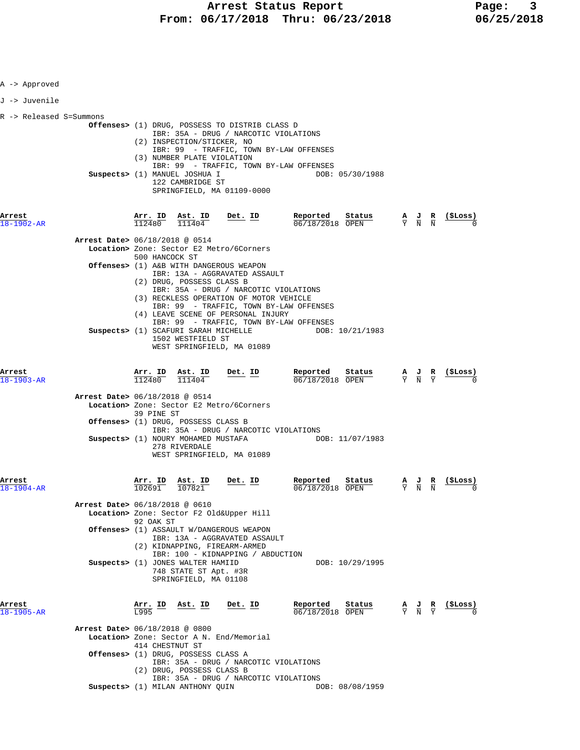A -> Approved

J -> Juvenile

R -> Released S=Summons

**Offenses>** (1) DRUG, POSSESS TO DISTRIB CLASS D
IBR: 35A - DRUG / NARCOTIC VIOLATIONS
(2) INSPECTION/STICKER, NO
IBR: 99 - TRAFFIC, TOWN BY-LAW OFFENSES
(3) NUMBER PLATE VIOLATION
IBR: 99 - TRAFFIC, TOWN BY-LAW OFFENSES

**Suspects>** (1) MANUEL JOSHUA I — DOB: 05/30/1988
122 CAMBRIDGE ST
SPRINGFIELD, MA 01109-0000

| Arrest | Arr. ID | Ast. ID | Det. ID | Reported | Status | A | J | R | ($Loss) |
|---|---|---|---|---|---|---|---|---|---|
| 18-1902-AR | 112480 | 111404 | | 06/18/2018 | OPEN | Y | N | N | 0 |

**Arrest Date>** 06/18/2018 @ 0514
**Location>** Zone: Sector E2 Metro/6Corners
500 HANCOCK ST
**Offenses>** (1) A&B WITH DANGEROUS WEAPON
IBR: 13A - AGGRAVATED ASSAULT
(2) DRUG, POSSESS CLASS B
IBR: 35A - DRUG / NARCOTIC VIOLATIONS
(3) RECKLESS OPERATION OF MOTOR VEHICLE
IBR: 99 - TRAFFIC, TOWN BY-LAW OFFENSES
(4) LEAVE SCENE OF PERSONAL INJURY
IBR: 99 - TRAFFIC, TOWN BY-LAW OFFENSES
**Suspects>** (1) SCAFURI SARAH MICHELLE — DOB: 10/21/1983
1502 WESTFIELD ST
WEST SPRINGFIELD, MA 01089

| Arrest | Arr. ID | Ast. ID | Det. ID | Reported | Status | A | J | R | ($Loss) |
|---|---|---|---|---|---|---|---|---|---|
| 18-1903-AR | 112480 | 111404 | | 06/18/2018 | OPEN | Y | N | Y | 0 |

**Arrest Date>** 06/18/2018 @ 0514
**Location>** Zone: Sector E2 Metro/6Corners
39 PINE ST
**Offenses>** (1) DRUG, POSSESS CLASS B
IBR: 35A - DRUG / NARCOTIC VIOLATIONS
**Suspects>** (1) NOURY MOHAMED MUSTAFA — DOB: 11/07/1983
278 RIVERDALE
WEST SPRINGFIELD, MA 01089

| Arrest | Arr. ID | Ast. ID | Det. ID | Reported | Status | A | J | R | ($Loss) |
|---|---|---|---|---|---|---|---|---|---|
| 18-1904-AR | 102691 | 107821 | | 06/18/2018 | OPEN | Y | N | N | 0 |

**Arrest Date>** 06/18/2018 @ 0610
**Location>** Zone: Sector F2 Old&Upper Hill
92 OAK ST
**Offenses>** (1) ASSAULT W/DANGEROUS WEAPON
IBR: 13A - AGGRAVATED ASSAULT
(2) KIDNAPPING, FIREARM-ARMED
IBR: 100 - KIDNAPPING / ABDUCTION
**Suspects>** (1) JONES WALTER HAMIID — DOB: 10/29/1995
748 STATE ST Apt. #3R
SPRINGFIELD, MA 01108

| Arrest | Arr. ID | Ast. ID | Det. ID | Reported | Status | A | J | R | ($Loss) |
|---|---|---|---|---|---|---|---|---|---|
| 18-1905-AR | L995 | | | 06/18/2018 | OPEN | Y | N | Y | 0 |

**Arrest Date>** 06/18/2018 @ 0800
**Location>** Zone: Sector A N. End/Memorial
414 CHESTNUT ST
**Offenses>** (1) DRUG, POSSESS CLASS A
IBR: 35A - DRUG / NARCOTIC VIOLATIONS
(2) DRUG, POSSESS CLASS B
IBR: 35A - DRUG / NARCOTIC VIOLATIONS
**Suspects>** (1) MILAN ANTHONY QUIN — DOB: 08/08/1959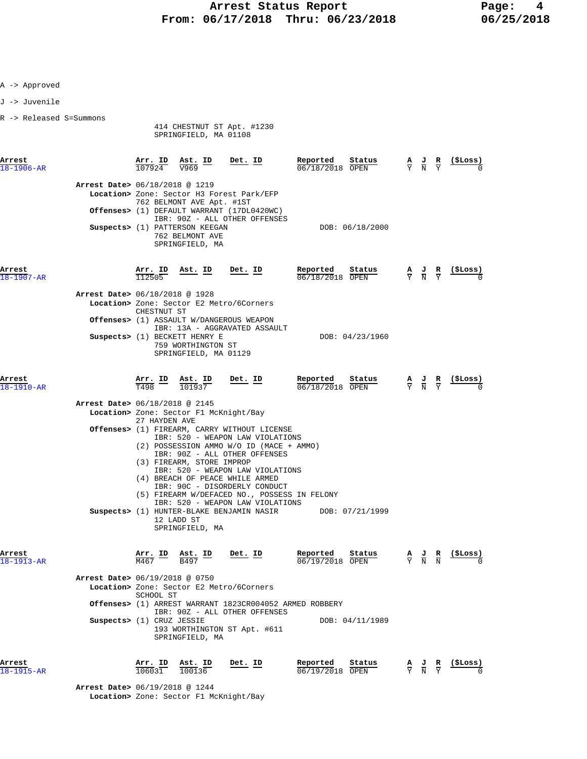A -> Approved

J -> Juvenile

R -> Released S=Summons

414 CHESTNUT ST Apt. #1230
SPRINGFIELD, MA 01108

| Arrest | Arr. ID | Ast. ID | Det. ID | Reported | Status | A | J | R | ($Loss) |
|---|---|---|---|---|---|---|---|---|---|
| 18-1906-AR | 107924 | V969 | | 06/18/2018 | OPEN | Y | N | Y | 0 |

**Arrest Date>** 06/18/2018 @ 1219
**Location>** Zone: Sector H3 Forest Park/EFP
762 BELMONT AVE Apt. #1ST
**Offenses>** (1) DEFAULT WARRANT (17DL0420WC)
IBR: 90Z - ALL OTHER OFFENSES
**Suspects>** (1) PATTERSON KEEGAN DOB: 06/18/2000
762 BELMONT AVE
SPRINGFIELD, MA

| Arrest | Arr. ID | Ast. ID | Det. ID | Reported | Status | A | J | R | ($Loss) |
|---|---|---|---|---|---|---|---|---|---|
| 18-1907-AR | 112505 | | | 06/18/2018 | OPEN | Y | N | Y | 0 |

**Arrest Date>** 06/18/2018 @ 1928
**Location>** Zone: Sector E2 Metro/6Corners
CHESTNUT ST
**Offenses>** (1) ASSAULT W/DANGEROUS WEAPON
IBR: 13A - AGGRAVATED ASSAULT
**Suspects>** (1) BECKETT HENRY E DOB: 04/23/1960
759 WORTHINGTON ST
SPRINGFIELD, MA 01129

| Arrest | Arr. ID | Ast. ID | Det. ID | Reported | Status | A | J | R | ($Loss) |
|---|---|---|---|---|---|---|---|---|---|
| 18-1910-AR | T498 | 101937 | | 06/18/2018 | OPEN | Y | N | Y | 0 |

**Arrest Date>** 06/18/2018 @ 2145
**Location>** Zone: Sector F1 McKnight/Bay
27 HAYDEN AVE
**Offenses>** (1) FIREARM, CARRY WITHOUT LICENSE
IBR: 520 - WEAPON LAW VIOLATIONS
(2) POSSESSION AMMO W/O ID (MACE + AMMO)
IBR: 90Z - ALL OTHER OFFENSES
(3) FIREARM, STORE IMPROP
IBR: 520 - WEAPON LAW VIOLATIONS
(4) BREACH OF PEACE WHILE ARMED
IBR: 90C - DISORDERLY CONDUCT
(5) FIREARM W/DEFACED NO., POSSESS IN FELONY
IBR: 520 - WEAPON LAW VIOLATIONS
**Suspects>** (1) HUNTER-BLAKE BENJAMIN NASIR DOB: 07/21/1999
12 LADD ST
SPRINGFIELD, MA

| Arrest | Arr. ID | Ast. ID | Det. ID | Reported | Status | A | J | R | ($Loss) |
|---|---|---|---|---|---|---|---|---|---|
| 18-1913-AR | M467 | B497 | | 06/19/2018 | OPEN | Y | N | N | 0 |

**Arrest Date>** 06/19/2018 @ 0750
**Location>** Zone: Sector E2 Metro/6Corners
SCHOOL ST
**Offenses>** (1) ARREST WARRANT 1823CR004052 ARMED ROBBERY
IBR: 90Z - ALL OTHER OFFENSES
**Suspects>** (1) CRUZ JESSIE DOB: 04/11/1989
193 WORTHINGTON ST Apt. #611
SPRINGFIELD, MA

| Arrest | Arr. ID | Ast. ID | Det. ID | Reported | Status | A | J | R | ($Loss) |
|---|---|---|---|---|---|---|---|---|---|
| 18-1915-AR | 106031 | 100136 | | 06/19/2018 | OPEN | Y | N | Y | 0 |

**Arrest Date>** 06/19/2018 @ 1244
**Location>** Zone: Sector F1 McKnight/Bay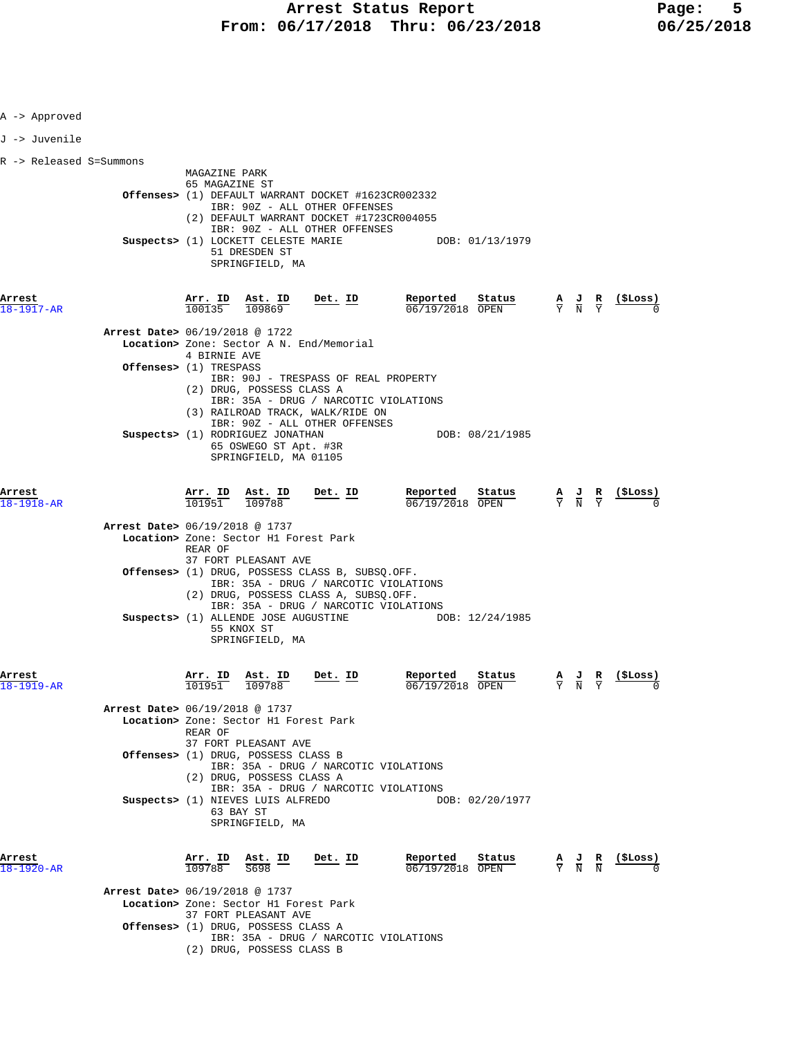A -> Approved

J -> Juvenile

R -> Released S=Summons

MAGAZINE PARK
65 MAGAZINE ST

**Offenses>** (1) DEFAULT WARRANT DOCKET #1623CR002332
IBR: 90Z - ALL OTHER OFFENSES
(2) DEFAULT WARRANT DOCKET #1723CR004055
IBR: 90Z - ALL OTHER OFFENSES

**Suspects>** (1) LOCKETT CELESTE MARIE DOB: 01/13/1979
51 DRESDEN ST
SPRINGFIELD, MA

| Arrest | Arr. ID | Ast. ID | Det. ID | Reported | Status | A | J | R | ($Loss) |
|---|---|---|---|---|---|---|---|---|---|
| 18-1917-AR | 100135 | 109869 | | 06/19/2018 | OPEN | Y | N | Y | 0 |

**Arrest Date>** 06/19/2018 @ 1722
**Location>** Zone: Sector A N. End/Memorial
4 BIRNIE AVE
**Offenses>** (1) TRESPASS
IBR: 90J - TRESPASS OF REAL PROPERTY
(2) DRUG, POSSESS CLASS A
IBR: 35A - DRUG / NARCOTIC VIOLATIONS
(3) RAILROAD TRACK, WALK/RIDE ON
IBR: 90Z - ALL OTHER OFFENSES
**Suspects>** (1) RODRIGUEZ JONATHAN DOB: 08/21/1985
65 OSWEGO ST Apt. #3R
SPRINGFIELD, MA 01105

| Arrest | Arr. ID | Ast. ID | Det. ID | Reported | Status | A | J | R | ($Loss) |
|---|---|---|---|---|---|---|---|---|---|
| 18-1918-AR | 101951 | 109788 | | 06/19/2018 | OPEN | Y | N | Y | 0 |

**Arrest Date>** 06/19/2018 @ 1737
**Location>** Zone: Sector H1 Forest Park
REAR OF
37 FORT PLEASANT AVE
**Offenses>** (1) DRUG, POSSESS CLASS B, SUBSQ.OFF.
IBR: 35A - DRUG / NARCOTIC VIOLATIONS
(2) DRUG, POSSESS CLASS A, SUBSQ.OFF.
IBR: 35A - DRUG / NARCOTIC VIOLATIONS
**Suspects>** (1) ALLENDE JOSE AUGUSTINE DOB: 12/24/1985
55 KNOX ST
SPRINGFIELD, MA

| Arrest | Arr. ID | Ast. ID | Det. ID | Reported | Status | A | J | R | ($Loss) |
|---|---|---|---|---|---|---|---|---|---|
| 18-1919-AR | 101951 | 109788 | | 06/19/2018 | OPEN | Y | N | Y | 0 |

**Arrest Date>** 06/19/2018 @ 1737
**Location>** Zone: Sector H1 Forest Park
REAR OF
37 FORT PLEASANT AVE
**Offenses>** (1) DRUG, POSSESS CLASS B
IBR: 35A - DRUG / NARCOTIC VIOLATIONS
(2) DRUG, POSSESS CLASS A
IBR: 35A - DRUG / NARCOTIC VIOLATIONS
**Suspects>** (1) NIEVES LUIS ALFREDO DOB: 02/20/1977
63 BAY ST
SPRINGFIELD, MA

| Arrest | Arr. ID | Ast. ID | Det. ID | Reported | Status | A | J | R | ($Loss) |
|---|---|---|---|---|---|---|---|---|---|
| 18-1920-AR | 109788 | S698 | | 06/19/2018 | OPEN | Y | N | N | 0 |

**Arrest Date>** 06/19/2018 @ 1737
**Location>** Zone: Sector H1 Forest Park
37 FORT PLEASANT AVE
**Offenses>** (1) DRUG, POSSESS CLASS A
IBR: 35A - DRUG / NARCOTIC VIOLATIONS
(2) DRUG, POSSESS CLASS B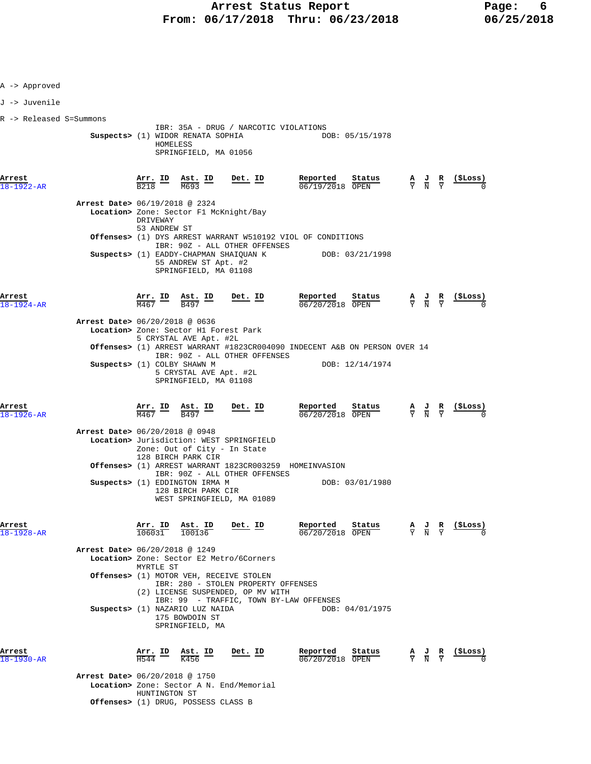A -> Approved

J -> Juvenile

R -> Released S=Summons

IBR: 35A - DRUG / NARCOTIC VIOLATIONS
**Suspects>** (1) WIDOR RENATA SOPHIA DOB: 05/15/1978
HOMELESS
SPRINGFIELD, MA 01056

| Arrest | Arr. ID | Ast. ID | Det. ID | Reported | Status | A | J | R | ($Loss) |
|---|---|---|---|---|---|---|---|---|---|
| 18-1922-AR | B218 | M693 | | 06/19/2018 | OPEN | Y | N | Y | 0 |

**Arrest Date>** 06/19/2018 @ 2324
**Location>** Zone: Sector F1 McKnight/Bay
DRIVEWAY
53 ANDREW ST
**Offenses>** (1) DYS ARREST WARRANT W510192 VIOL OF CONDITIONS
IBR: 90Z - ALL OTHER OFFENSES
**Suspects>** (1) EADDY-CHAPMAN SHAIQUAN K DOB: 03/21/1998
55 ANDREW ST Apt. #2
SPRINGFIELD, MA 01108

| Arrest | Arr. ID | Ast. ID | Det. ID | Reported | Status | A | J | R | ($Loss) |
|---|---|---|---|---|---|---|---|---|---|
| 18-1924-AR | M467 | B497 | | 06/20/2018 | OPEN | Y | N | Y | 0 |

**Arrest Date>** 06/20/2018 @ 0636
**Location>** Zone: Sector H1 Forest Park
5 CRYSTAL AVE Apt. #2L
**Offenses>** (1) ARREST WARRANT #1823CR004090 INDECENT A&B ON PERSON OVER 14
IBR: 90Z - ALL OTHER OFFENSES
**Suspects>** (1) COLBY SHAWN M DOB: 12/14/1974
5 CRYSTAL AVE Apt. #2L
SPRINGFIELD, MA 01108

| Arrest | Arr. ID | Ast. ID | Det. ID | Reported | Status | A | J | R | ($Loss) |
|---|---|---|---|---|---|---|---|---|---|
| 18-1926-AR | M467 | B497 | | 06/20/2018 | OPEN | Y | N | Y | 0 |

**Arrest Date>** 06/20/2018 @ 0948
**Location>** Jurisdiction: WEST SPRINGFIELD
Zone: Out of City - In State
128 BIRCH PARK CIR
**Offenses>** (1) ARREST WARRANT 1823CR003259 HOMEINVASION
IBR: 90Z - ALL OTHER OFFENSES
**Suspects>** (1) EDDINGTON IRMA M DOB: 03/01/1980
128 BIRCH PARK CIR
WEST SPRINGFIELD, MA 01089

| Arrest | Arr. ID | Ast. ID | Det. ID | Reported | Status | A | J | R | ($Loss) |
|---|---|---|---|---|---|---|---|---|---|
| 18-1928-AR | 106031 | 100136 | | 06/20/2018 | OPEN | Y | N | Y | 0 |

**Arrest Date>** 06/20/2018 @ 1249
**Location>** Zone: Sector E2 Metro/6Corners
MYRTLE ST
**Offenses>** (1) MOTOR VEH, RECEIVE STOLEN
IBR: 280 - STOLEN PROPERTY OFFENSES
(2) LICENSE SUSPENDED, OP MV WITH
IBR: 99 - TRAFFIC, TOWN BY-LAW OFFENSES
**Suspects>** (1) NAZARIO LUZ NAIDA DOB: 04/01/1975
175 BOWDOIN ST
SPRINGFIELD, MA

| Arrest | Arr. ID | Ast. ID | Det. ID | Reported | Status | A | J | R | ($Loss) |
|---|---|---|---|---|---|---|---|---|---|
| 18-1930-AR | H544 | K456 | | 06/20/2018 | OPEN | Y | N | Y | 0 |

**Arrest Date>** 06/20/2018 @ 1750
**Location>** Zone: Sector A N. End/Memorial
HUNTINGTON ST
**Offenses>** (1) DRUG, POSSESS CLASS B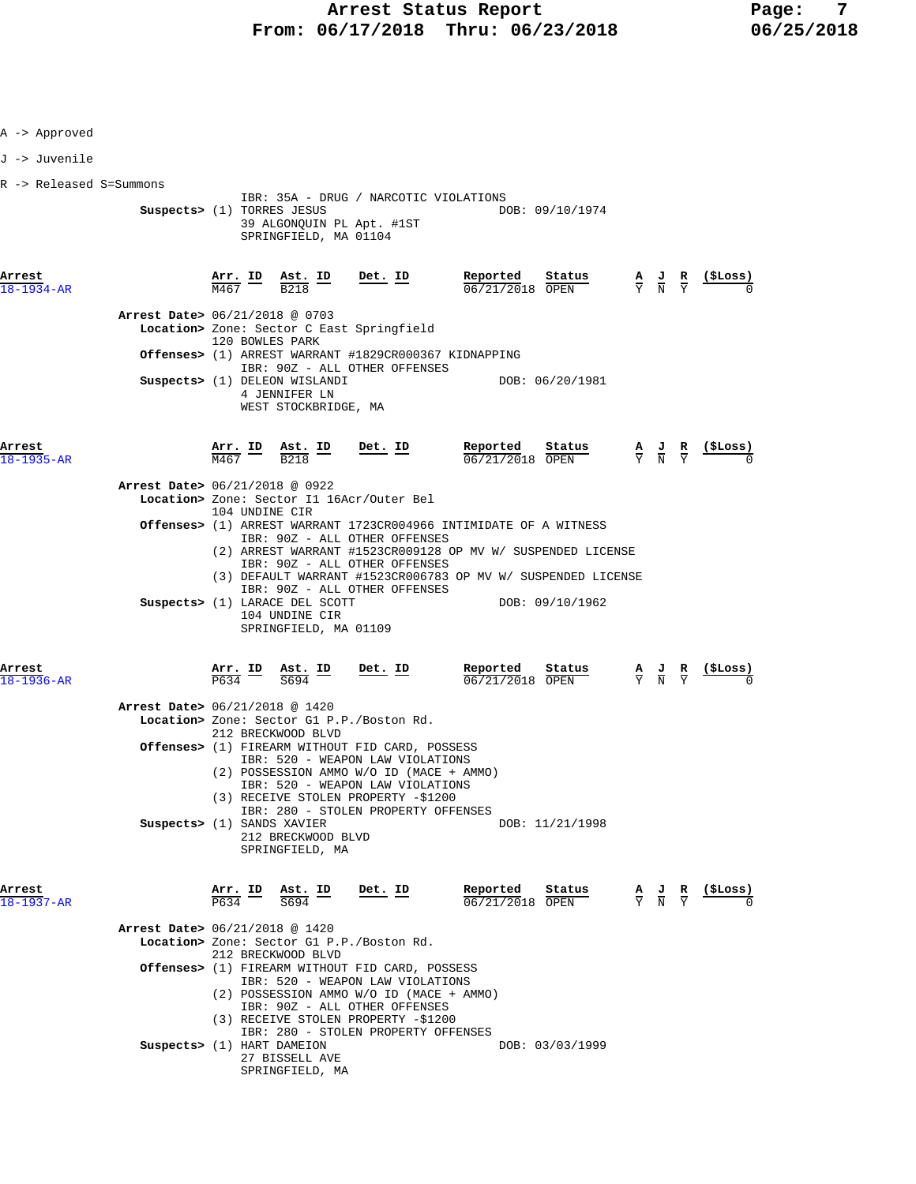A -> Approved

J -> Juvenile

R -> Released S=Summons

IBR: 35A - DRUG / NARCOTIC VIOLATIONS

**Suspects>** (1) TORRES JESUS DOB: 09/10/1974
39 ALGONQUIN PL Apt. #1ST
SPRINGFIELD, MA 01104

| Arrest | Arr. ID | Ast. ID | Det. ID | Reported | Status | A | J | R | ($Loss) |
|---|---|---|---|---|---|---|---|---|---|
| 18-1934-AR | M467 | B218 | | 06/21/2018 | OPEN | Y | N | Y | 0 |

**Arrest Date>** 06/21/2018 @ 0703
**Location>** Zone: Sector C East Springfield
120 BOWLES PARK
**Offenses>** (1) ARREST WARRANT #1829CR000367 KIDNAPPING
IBR: 90Z - ALL OTHER OFFENSES
**Suspects>** (1) DELEON WISLANDI DOB: 06/20/1981
4 JENNIFER LN
WEST STOCKBRIDGE, MA

| Arrest | Arr. ID | Ast. ID | Det. ID | Reported | Status | A | J | R | ($Loss) |
|---|---|---|---|---|---|---|---|---|---|
| 18-1935-AR | M467 | B218 | | 06/21/2018 | OPEN | Y | N | Y | 0 |

**Arrest Date>** 06/21/2018 @ 0922
**Location>** Zone: Sector I1 16Acr/Outer Bel
104 UNDINE CIR
**Offenses>** (1) ARREST WARRANT 1723CR004966 INTIMIDATE OF A WITNESS
IBR: 90Z - ALL OTHER OFFENSES
(2) ARREST WARRANT #1523CR009128 OP MV W/ SUSPENDED LICENSE
IBR: 90Z - ALL OTHER OFFENSES
(3) DEFAULT WARRANT #1523CR006783 OP MV W/ SUSPENDED LICENSE
IBR: 90Z - ALL OTHER OFFENSES
**Suspects>** (1) LARACE DEL SCOTT DOB: 09/10/1962
104 UNDINE CIR
SPRINGFIELD, MA 01109

| Arrest | Arr. ID | Ast. ID | Det. ID | Reported | Status | A | J | R | ($Loss) |
|---|---|---|---|---|---|---|---|---|---|
| 18-1936-AR | P634 | S694 | | 06/21/2018 | OPEN | Y | N | Y | 0 |

**Arrest Date>** 06/21/2018 @ 1420
**Location>** Zone: Sector G1 P.P./Boston Rd.
212 BRECKWOOD BLVD
**Offenses>** (1) FIREARM WITHOUT FID CARD, POSSESS
IBR: 520 - WEAPON LAW VIOLATIONS
(2) POSSESSION AMMO W/O ID (MACE + AMMO)
IBR: 520 - WEAPON LAW VIOLATIONS
(3) RECEIVE STOLEN PROPERTY -$1200
IBR: 280 - STOLEN PROPERTY OFFENSES
**Suspects>** (1) SANDS XAVIER DOB: 11/21/1998
212 BRECKWOOD BLVD
SPRINGFIELD, MA

| Arrest | Arr. ID | Ast. ID | Det. ID | Reported | Status | A | J | R | ($Loss) |
|---|---|---|---|---|---|---|---|---|---|
| 18-1937-AR | P634 | S694 | | 06/21/2018 | OPEN | Y | N | Y | 0 |

**Arrest Date>** 06/21/2018 @ 1420
**Location>** Zone: Sector G1 P.P./Boston Rd.
212 BRECKWOOD BLVD
**Offenses>** (1) FIREARM WITHOUT FID CARD, POSSESS
IBR: 520 - WEAPON LAW VIOLATIONS
(2) POSSESSION AMMO W/O ID (MACE + AMMO)
IBR: 90Z - ALL OTHER OFFENSES
(3) RECEIVE STOLEN PROPERTY -$1200
IBR: 280 - STOLEN PROPERTY OFFENSES
**Suspects>** (1) HART DAMEION DOB: 03/03/1999
27 BISSELL AVE
SPRINGFIELD, MA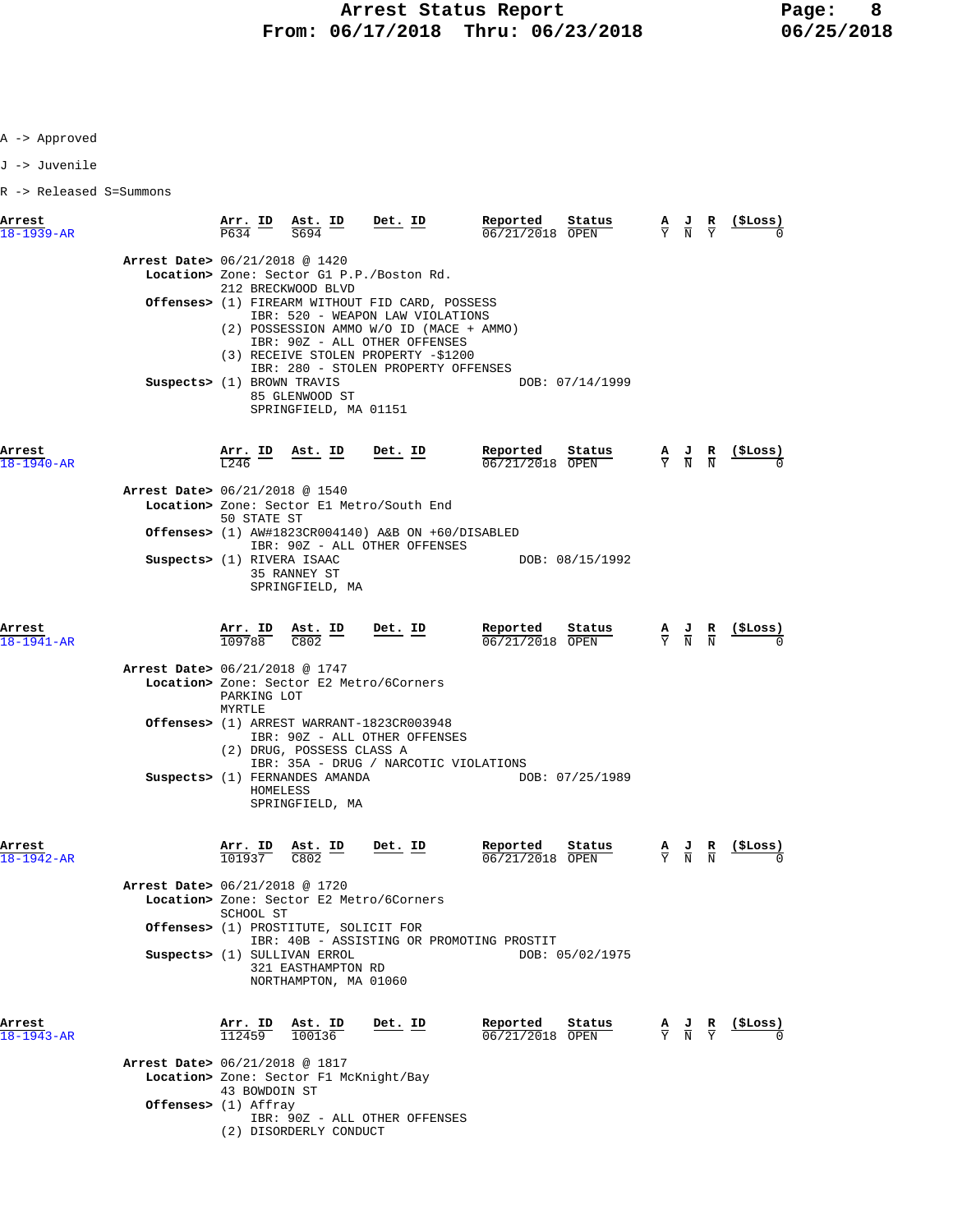A -> Approved

J -> Juvenile

R -> Released S=Summons

| Arrest | Arr. ID | Ast. ID | Det. ID | Reported | Status | A | J | R | ($Loss) |
|---|---|---|---|---|---|---|---|---|---|
| 18-1939-AR | P634 | S694 | | 06/21/2018 | OPEN | Y | N | Y | 0 |

**Arrest Date>** 06/21/2018 @ 1420
**Location>** Zone: Sector G1 P.P./Boston Rd.
212 BRECKWOOD BLVD
**Offenses>** (1) FIREARM WITHOUT FID CARD, POSSESS
IBR: 520 - WEAPON LAW VIOLATIONS
(2) POSSESSION AMMO W/O ID (MACE + AMMO)
IBR: 90Z - ALL OTHER OFFENSES
(3) RECEIVE STOLEN PROPERTY -$1200
IBR: 280 - STOLEN PROPERTY OFFENSES
**Suspects>** (1) BROWN TRAVIS DOB: 07/14/1999
85 GLENWOOD ST
SPRINGFIELD, MA 01151

| Arrest | Arr. ID | Ast. ID | Det. ID | Reported | Status | A | J | R | ($Loss) |
|---|---|---|---|---|---|---|---|---|---|
| 18-1940-AR | L246 | | | 06/21/2018 | OPEN | Y | N | N | 0 |

**Arrest Date>** 06/21/2018 @ 1540
**Location>** Zone: Sector E1 Metro/South End
50 STATE ST
**Offenses>** (1) AW#1823CR004140) A&B ON +60/DISABLED
IBR: 90Z - ALL OTHER OFFENSES
**Suspects>** (1) RIVERA ISAAC DOB: 08/15/1992
35 RANNEY ST
SPRINGFIELD, MA

| Arrest | Arr. ID | Ast. ID | Det. ID | Reported | Status | A | J | R | ($Loss) |
|---|---|---|---|---|---|---|---|---|---|
| 18-1941-AR | 109788 | C802 | | 06/21/2018 | OPEN | Y | N | N | 0 |

**Arrest Date>** 06/21/2018 @ 1747
**Location>** Zone: Sector E2 Metro/6Corners
PARKING LOT
MYRTLE
**Offenses>** (1) ARREST WARRANT-1823CR003948
IBR: 90Z - ALL OTHER OFFENSES
(2) DRUG, POSSESS CLASS A
IBR: 35A - DRUG / NARCOTIC VIOLATIONS
**Suspects>** (1) FERNANDES AMANDA DOB: 07/25/1989
HOMELESS
SPRINGFIELD, MA

| Arrest | Arr. ID | Ast. ID | Det. ID | Reported | Status | A | J | R | ($Loss) |
|---|---|---|---|---|---|---|---|---|---|
| 18-1942-AR | 101937 | C802 | | 06/21/2018 | OPEN | Y | N | N | 0 |

**Arrest Date>** 06/21/2018 @ 1720
**Location>** Zone: Sector E2 Metro/6Corners
SCHOOL ST
**Offenses>** (1) PROSTITUTE, SOLICIT FOR
IBR: 40B - ASSISTING OR PROMOTING PROSTIT
**Suspects>** (1) SULLIVAN ERROL DOB: 05/02/1975
321 EASTHAMPTON RD
NORTHAMPTON, MA 01060

| Arrest | Arr. ID | Ast. ID | Det. ID | Reported | Status | A | J | R | ($Loss) |
|---|---|---|---|---|---|---|---|---|---|
| 18-1943-AR | 112459 | 100136 | | 06/21/2018 | OPEN | Y | N | Y | 0 |

**Arrest Date>** 06/21/2018 @ 1817
**Location>** Zone: Sector F1 McKnight/Bay
43 BOWDOIN ST
**Offenses>** (1) Affray
IBR: 90Z - ALL OTHER OFFENSES
(2) DISORDERLY CONDUCT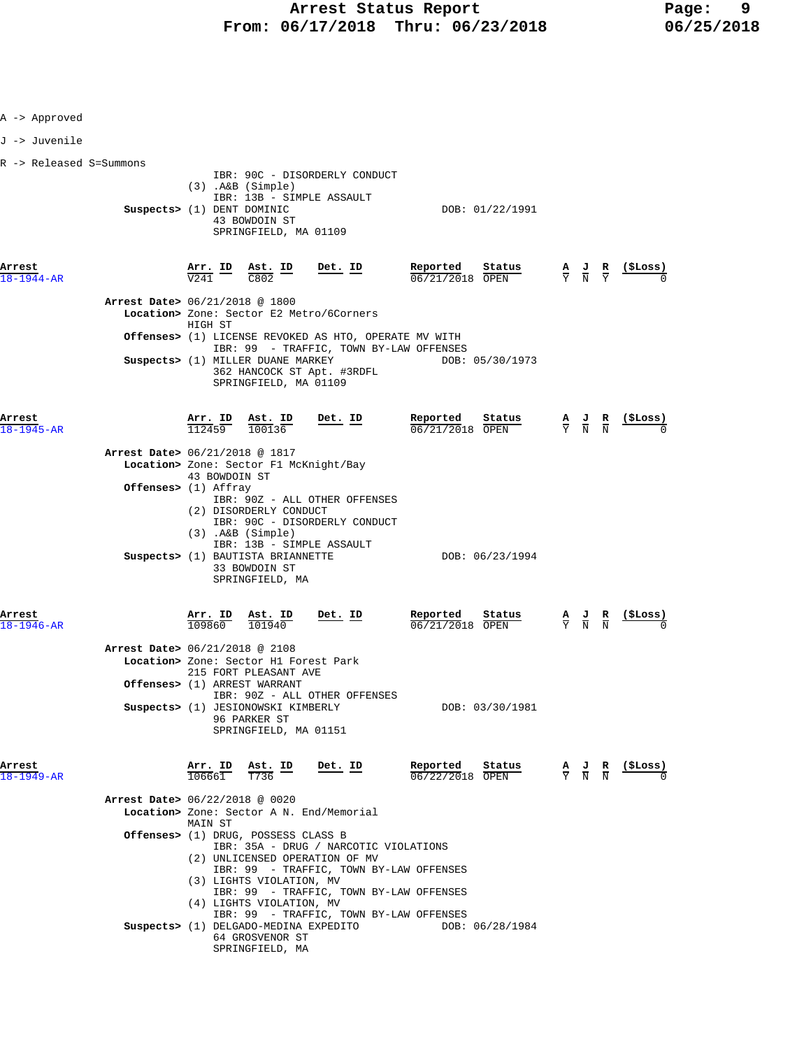A -> Approved

J -> Juvenile

R -> Released S=Summons

IBR: 90C - DISORDERLY CONDUCT
(3) .A&B (Simple)
IBR: 13B - SIMPLE ASSAULT
**Suspects>** (1) DENT DOMINIC DOB: 01/22/1991
43 BOWDOIN ST
SPRINGFIELD, MA 01109

| Arrest | Arr. ID | Ast. ID | Det. ID | Reported | Status | A | J | R | ($Loss) |
|---|---|---|---|---|---|---|---|---|---|
| 18-1944-AR | V241 | C802 | | 06/21/2018 | OPEN | Y | N | Y | 0 |

**Arrest Date>** 06/21/2018 @ 1800
**Location>** Zone: Sector E2 Metro/6Corners
HIGH ST
**Offenses>** (1) LICENSE REVOKED AS HTO, OPERATE MV WITH
IBR: 99 - TRAFFIC, TOWN BY-LAW OFFENSES
**Suspects>** (1) MILLER DUANE MARKEY DOB: 05/30/1973
362 HANCOCK ST Apt. #3RDFL
SPRINGFIELD, MA 01109

| Arrest | Arr. ID | Ast. ID | Det. ID | Reported | Status | A | J | R | ($Loss) |
|---|---|---|---|---|---|---|---|---|---|
| 18-1945-AR | 112459 | 100136 | | 06/21/2018 | OPEN | Y | N | N | 0 |

**Arrest Date>** 06/21/2018 @ 1817
**Location>** Zone: Sector F1 McKnight/Bay
43 BOWDOIN ST
**Offenses>** (1) Affray
IBR: 90Z - ALL OTHER OFFENSES
(2) DISORDERLY CONDUCT
IBR: 90C - DISORDERLY CONDUCT
(3) .A&B (Simple)
IBR: 13B - SIMPLE ASSAULT
**Suspects>** (1) BAUTISTA BRIANNETTE DOB: 06/23/1994
33 BOWDOIN ST
SPRINGFIELD, MA

| Arrest | Arr. ID | Ast. ID | Det. ID | Reported | Status | A | J | R | ($Loss) |
|---|---|---|---|---|---|---|---|---|---|
| 18-1946-AR | 109860 | 101940 | | 06/21/2018 | OPEN | Y | N | N | 0 |

**Arrest Date>** 06/21/2018 @ 2108
**Location>** Zone: Sector H1 Forest Park
215 FORT PLEASANT AVE
**Offenses>** (1) ARREST WARRANT
IBR: 90Z - ALL OTHER OFFENSES
**Suspects>** (1) JESIONOWSKI KIMBERLY DOB: 03/30/1981
96 PARKER ST
SPRINGFIELD, MA 01151

| Arrest | Arr. ID | Ast. ID | Det. ID | Reported | Status | A | J | R | ($Loss) |
|---|---|---|---|---|---|---|---|---|---|
| 18-1949-AR | 106661 | T736 | | 06/22/2018 | OPEN | Y | N | N | 0 |

**Arrest Date>** 06/22/2018 @ 0020
**Location>** Zone: Sector A N. End/Memorial
MAIN ST
**Offenses>** (1) DRUG, POSSESS CLASS B
IBR: 35A - DRUG / NARCOTIC VIOLATIONS
(2) UNLICENSED OPERATION OF MV
IBR: 99 - TRAFFIC, TOWN BY-LAW OFFENSES
(3) LIGHTS VIOLATION, MV
IBR: 99 - TRAFFIC, TOWN BY-LAW OFFENSES
(4) LIGHTS VIOLATION, MV
IBR: 99 - TRAFFIC, TOWN BY-LAW OFFENSES
**Suspects>** (1) DELGADO-MEDINA EXPEDITO DOB: 06/28/1984
64 GROSVENOR ST
SPRINGFIELD, MA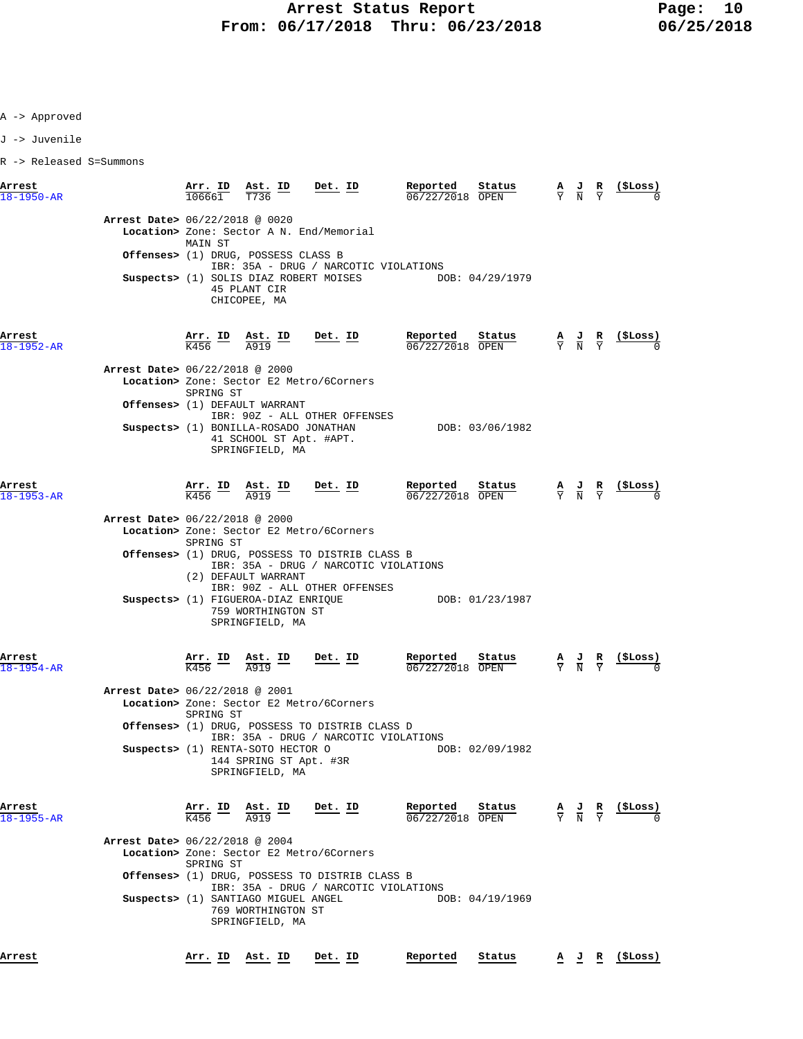A -> Approved

J -> Juvenile

R -> Released S=Summons

| Arrest | Arr. ID | Ast. ID | Det. ID | Reported | Status | A | J | R | ($Loss) |
|---|---|---|---|---|---|---|---|---|---|
| 18-1950-AR | 106661 | T736 | | 06/22/2018 | OPEN | Y | N | Y | 0 |

**Arrest Date>** 06/22/2018 @ 0020
**Location>** Zone: Sector A N. End/Memorial
MAIN ST
**Offenses>** (1) DRUG, POSSESS CLASS B
IBR: 35A - DRUG / NARCOTIC VIOLATIONS
**Suspects>** (1) SOLIS DIAZ ROBERT MOISES DOB: 04/29/1979
45 PLANT CIR
CHICOPEE, MA

| Arrest | Arr. ID | Ast. ID | Det. ID | Reported | Status | A | J | R | ($Loss) |
|---|---|---|---|---|---|---|---|---|---|
| 18-1952-AR | K456 | A919 | | 06/22/2018 | OPEN | Y | N | Y | 0 |

**Arrest Date>** 06/22/2018 @ 2000
**Location>** Zone: Sector E2 Metro/6Corners
SPRING ST
**Offenses>** (1) DEFAULT WARRANT
IBR: 90Z - ALL OTHER OFFENSES
**Suspects>** (1) BONILLA-ROSADO JONATHAN DOB: 03/06/1982
41 SCHOOL ST Apt. #APT.
SPRINGFIELD, MA

| Arrest | Arr. ID | Ast. ID | Det. ID | Reported | Status | A | J | R | ($Loss) |
|---|---|---|---|---|---|---|---|---|---|
| 18-1953-AR | K456 | A919 | | 06/22/2018 | OPEN | Y | N | Y | 0 |

**Arrest Date>** 06/22/2018 @ 2000
**Location>** Zone: Sector E2 Metro/6Corners
SPRING ST
**Offenses>** (1) DRUG, POSSESS TO DISTRIB CLASS B
IBR: 35A - DRUG / NARCOTIC VIOLATIONS
(2) DEFAULT WARRANT
IBR: 90Z - ALL OTHER OFFENSES
**Suspects>** (1) FIGUEROA-DIAZ ENRIQUE DOB: 01/23/1987
759 WORTHINGTON ST
SPRINGFIELD, MA

| Arrest | Arr. ID | Ast. ID | Det. ID | Reported | Status | A | J | R | ($Loss) |
|---|---|---|---|---|---|---|---|---|---|
| 18-1954-AR | K456 | A919 | | 06/22/2018 | OPEN | Y | N | Y | 0 |

**Arrest Date>** 06/22/2018 @ 2001
**Location>** Zone: Sector E2 Metro/6Corners
SPRING ST
**Offenses>** (1) DRUG, POSSESS TO DISTRIB CLASS D
IBR: 35A - DRUG / NARCOTIC VIOLATIONS
**Suspects>** (1) RENTA-SOTO HECTOR O DOB: 02/09/1982
144 SPRING ST Apt. #3R
SPRINGFIELD, MA

| Arrest | Arr. ID | Ast. ID | Det. ID | Reported | Status | A | J | R | ($Loss) |
|---|---|---|---|---|---|---|---|---|---|
| 18-1955-AR | K456 | A919 | | 06/22/2018 | OPEN | Y | N | Y | 0 |

**Arrest Date>** 06/22/2018 @ 2004
**Location>** Zone: Sector E2 Metro/6Corners
SPRING ST
**Offenses>** (1) DRUG, POSSESS TO DISTRIB CLASS B
IBR: 35A - DRUG / NARCOTIC VIOLATIONS
**Suspects>** (1) SANTIAGO MIGUEL ANGEL DOB: 04/19/1969
769 WORTHINGTON ST
SPRINGFIELD, MA

| Arrest | Arr. ID | Ast. ID | Det. ID | Reported | Status | A | J | R | ($Loss) |
|---|---|---|---|---|---|---|---|---|---|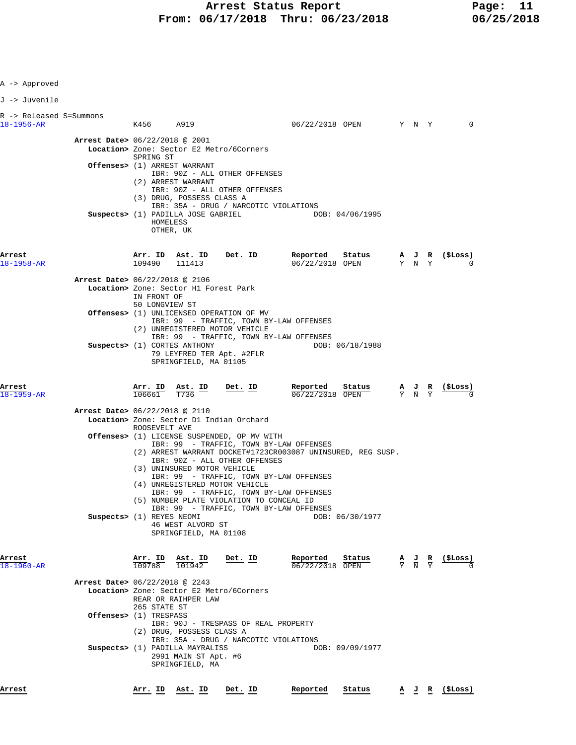A -> Approved

J -> Juvenile

R -> Released S=Summons

| Arrest | Arr. ID | Ast. ID | Det. ID | Reported | Status | A | J | R | ($Loss) |
|---|---|---|---|---|---|---|---|---|---|
| 18-1956-AR | K456 | A919 | | 06/22/2018 | OPEN | Y | N | Y | 0 |

**Arrest Date>** 06/22/2018 @ 2001
**Location>** Zone: Sector E2 Metro/6Corners
SPRING ST
**Offenses>** (1) ARREST WARRANT
IBR: 90Z - ALL OTHER OFFENSES
(2) ARREST WARRANT
IBR: 90Z - ALL OTHER OFFENSES
(3) DRUG, POSSESS CLASS A
IBR: 35A - DRUG / NARCOTIC VIOLATIONS
**Suspects>** (1) PADILLA JOSE GABRIEL — DOB: 04/06/1995
HOMELESS
OTHER, UK

| Arrest | Arr. ID | Ast. ID | Det. ID | Reported | Status | A | J | R | ($Loss) |
|---|---|---|---|---|---|---|---|---|---|
| 18-1958-AR | 109490 | 111413 | | 06/22/2018 | OPEN | Y | N | Y | 0 |

**Arrest Date>** 06/22/2018 @ 2106
**Location>** Zone: Sector H1 Forest Park
IN FRONT OF
50 LONGVIEW ST
**Offenses>** (1) UNLICENSED OPERATION OF MV
IBR: 99 - TRAFFIC, TOWN BY-LAW OFFENSES
(2) UNREGISTERED MOTOR VEHICLE
IBR: 99 - TRAFFIC, TOWN BY-LAW OFFENSES
**Suspects>** (1) CORTES ANTHONY — DOB: 06/18/1988
79 LEYFRED TER Apt. #2FLR
SPRINGFIELD, MA 01105

| Arrest | Arr. ID | Ast. ID | Det. ID | Reported | Status | A | J | R | ($Loss) |
|---|---|---|---|---|---|---|---|---|---|
| 18-1959-AR | 106661 | T736 | | 06/22/2018 | OPEN | Y | N | Y | 0 |

**Arrest Date>** 06/22/2018 @ 2110
**Location>** Zone: Sector D1 Indian Orchard
ROOSEVELT AVE
**Offenses>** (1) LICENSE SUSPENDED, OP MV WITH
IBR: 99 - TRAFFIC, TOWN BY-LAW OFFENSES
(2) ARREST WARRANT DOCKET#1723CR003087 UNINSURED, REG SUSP.
IBR: 90Z - ALL OTHER OFFENSES
(3) UNINSURED MOTOR VEHICLE
IBR: 99 - TRAFFIC, TOWN BY-LAW OFFENSES
(4) UNREGISTERED MOTOR VEHICLE
IBR: 99 - TRAFFIC, TOWN BY-LAW OFFENSES
(5) NUMBER PLATE VIOLATION TO CONCEAL ID
IBR: 99 - TRAFFIC, TOWN BY-LAW OFFENSES
**Suspects>** (1) REYES NEOMI — DOB: 06/30/1977
46 WEST ALVORD ST
SPRINGFIELD, MA 01108

| Arrest | Arr. ID | Ast. ID | Det. ID | Reported | Status | A | J | R | ($Loss) |
|---|---|---|---|---|---|---|---|---|---|
| 18-1960-AR | 109788 | 101942 | | 06/22/2018 | OPEN | Y | N | Y | 0 |

**Arrest Date>** 06/22/2018 @ 2243
**Location>** Zone: Sector E2 Metro/6Corners
REAR OR RAIHPER LAW
265 STATE ST
**Offenses>** (1) TRESPASS
IBR: 90J - TRESPASS OF REAL PROPERTY
(2) DRUG, POSSESS CLASS A
IBR: 35A - DRUG / NARCOTIC VIOLATIONS
**Suspects>** (1) PADILLA MAYRALISS — DOB: 09/09/1977
2991 MAIN ST Apt. #6
SPRINGFIELD, MA

| Arrest | Arr. ID | Ast. ID | Det. ID | Reported | Status | A | J | R | ($Loss) |
|---|---|---|---|---|---|---|---|---|---|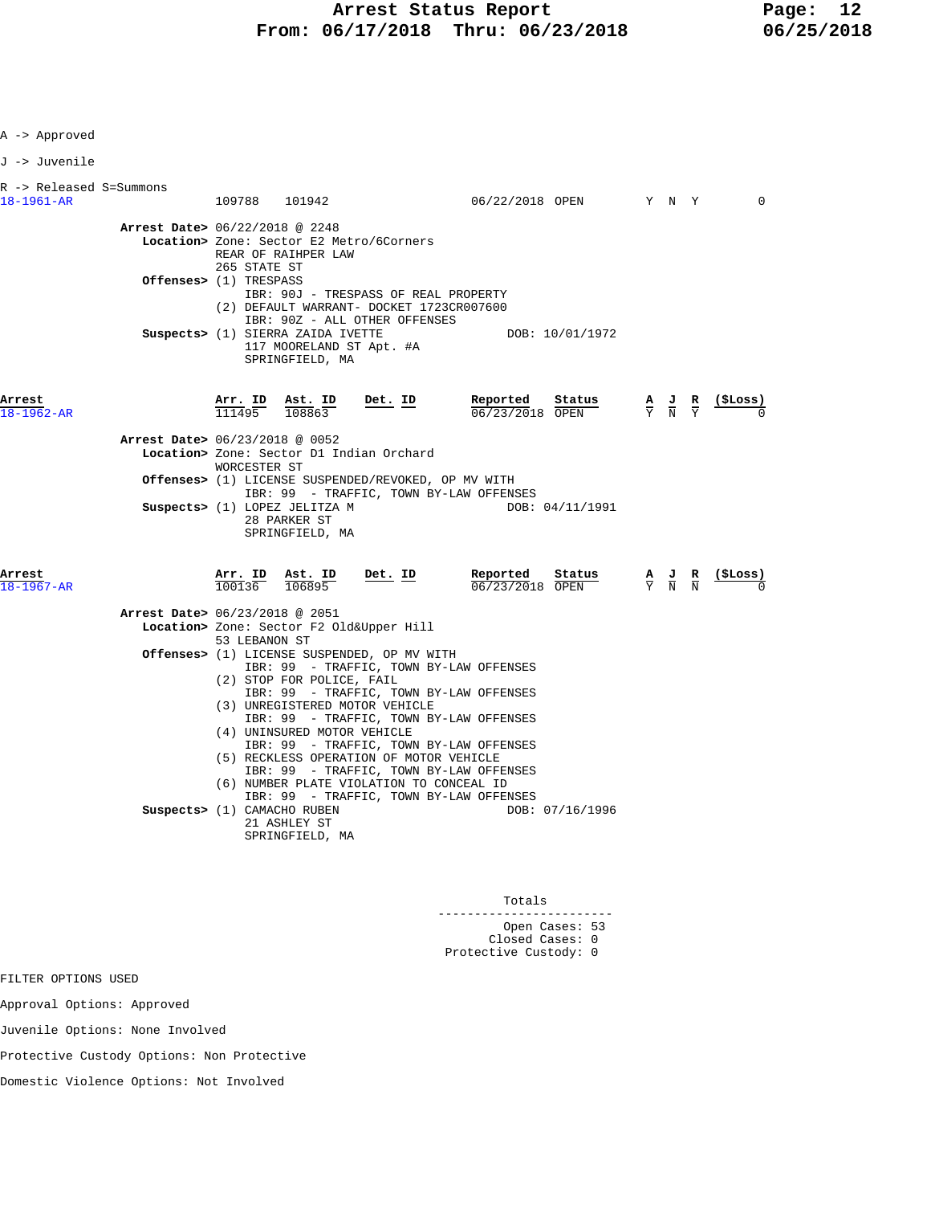A -> Approved

J -> Juvenile

R -> Released S=Summons

| Arrest | Arr. ID | Ast. ID | Det. ID | Reported | Status | A | J | R | ($Loss) |
|---|---|---|---|---|---|---|---|---|---|
| 18-1961-AR | 109788 | 101942 | | 06/22/2018 | OPEN | Y | N | Y | 0 |

**Arrest Date>** 06/22/2018 @ 2248
**Location>** Zone: Sector E2 Metro/6Corners
REAR OF RAIHPER LAW
265 STATE ST
**Offenses>** (1) TRESPASS
IBR: 90J - TRESPASS OF REAL PROPERTY
(2) DEFAULT WARRANT- DOCKET 1723CR007600
IBR: 90Z - ALL OTHER OFFENSES
**Suspects>** (1) SIERRA ZAIDA IVETTE — DOB: 10/01/1972
117 MOORELAND ST Apt. #A
SPRINGFIELD, MA

| Arrest | Arr. ID | Ast. ID | Det. ID | Reported | Status | A | J | R | ($Loss) |
|---|---|---|---|---|---|---|---|---|---|
| 18-1962-AR | 111495 | 108863 | | 06/23/2018 | OPEN | Y | N | Y | 0 |

**Arrest Date>** 06/23/2018 @ 0052
**Location>** Zone: Sector D1 Indian Orchard
WORCESTER ST
**Offenses>** (1) LICENSE SUSPENDED/REVOKED, OP MV WITH
IBR: 99 - TRAFFIC, TOWN BY-LAW OFFENSES
**Suspects>** (1) LOPEZ JELITZA M — DOB: 04/11/1991
28 PARKER ST
SPRINGFIELD, MA

| Arrest | Arr. ID | Ast. ID | Det. ID | Reported | Status | A | J | R | ($Loss) |
|---|---|---|---|---|---|---|---|---|---|
| 18-1967-AR | 100136 | 106895 | | 06/23/2018 | OPEN | Y | N | N | 0 |

**Arrest Date>** 06/23/2018 @ 2051
**Location>** Zone: Sector F2 Old&Upper Hill
53 LEBANON ST
**Offenses>** (1) LICENSE SUSPENDED, OP MV WITH
IBR: 99 - TRAFFIC, TOWN BY-LAW OFFENSES
(2) STOP FOR POLICE, FAIL
IBR: 99 - TRAFFIC, TOWN BY-LAW OFFENSES
(3) UNREGISTERED MOTOR VEHICLE
IBR: 99 - TRAFFIC, TOWN BY-LAW OFFENSES
(4) UNINSURED MOTOR VEHICLE
IBR: 99 - TRAFFIC, TOWN BY-LAW OFFENSES
(5) RECKLESS OPERATION OF MOTOR VEHICLE
IBR: 99 - TRAFFIC, TOWN BY-LAW OFFENSES
(6) NUMBER PLATE VIOLATION TO CONCEAL ID
IBR: 99 - TRAFFIC, TOWN BY-LAW OFFENSES
**Suspects>** (1) CAMACHO RUBEN — DOB: 07/16/1996
21 ASHLEY ST
SPRINGFIELD, MA

**Totals**

Open Cases: 53
Closed Cases: 0
Protective Custody: 0

FILTER OPTIONS USED

Approval Options: Approved

Juvenile Options: None Involved

Protective Custody Options: Non Protective

Domestic Violence Options: Not Involved